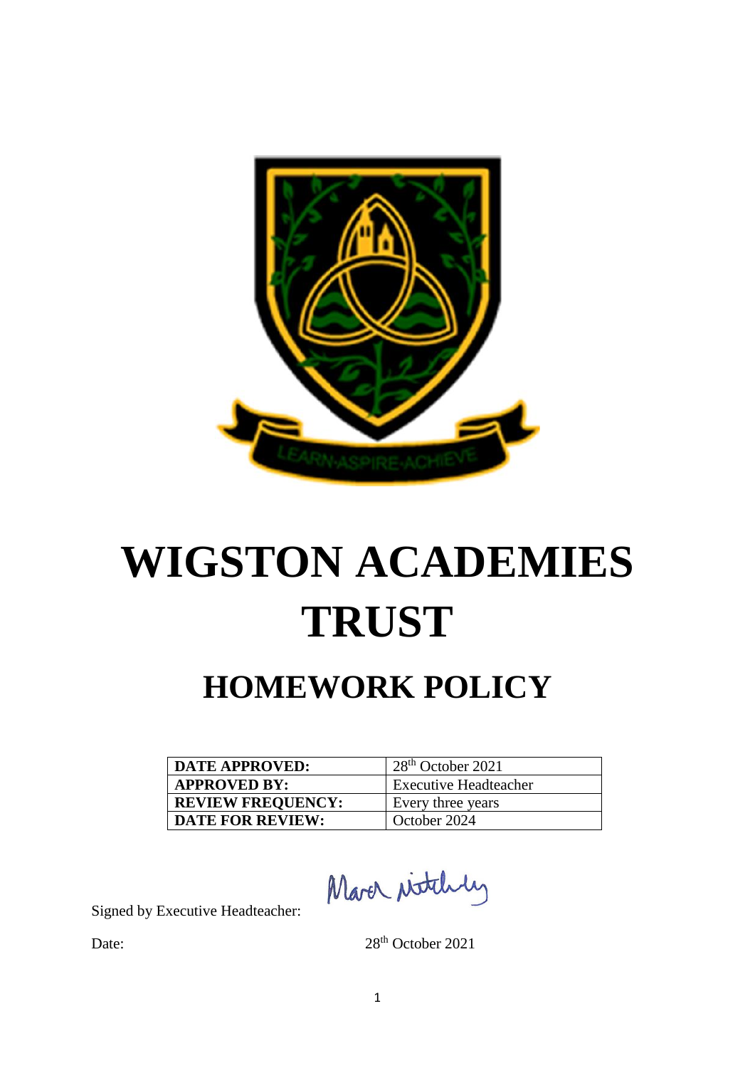# WIGSTON ACADEMIES TRUST

## HOMEWORK POLICY

| DATE APPROVED: | 28th October 2021 |
|---|---|
| APPROVED BY: | Executive Headteacher |
| REVIEW FREQUENCY: | Every three years |
| DATE FOR REVIEW: | October 2024 |

Signed by Executive Headteacher:

Date: 28th October 2021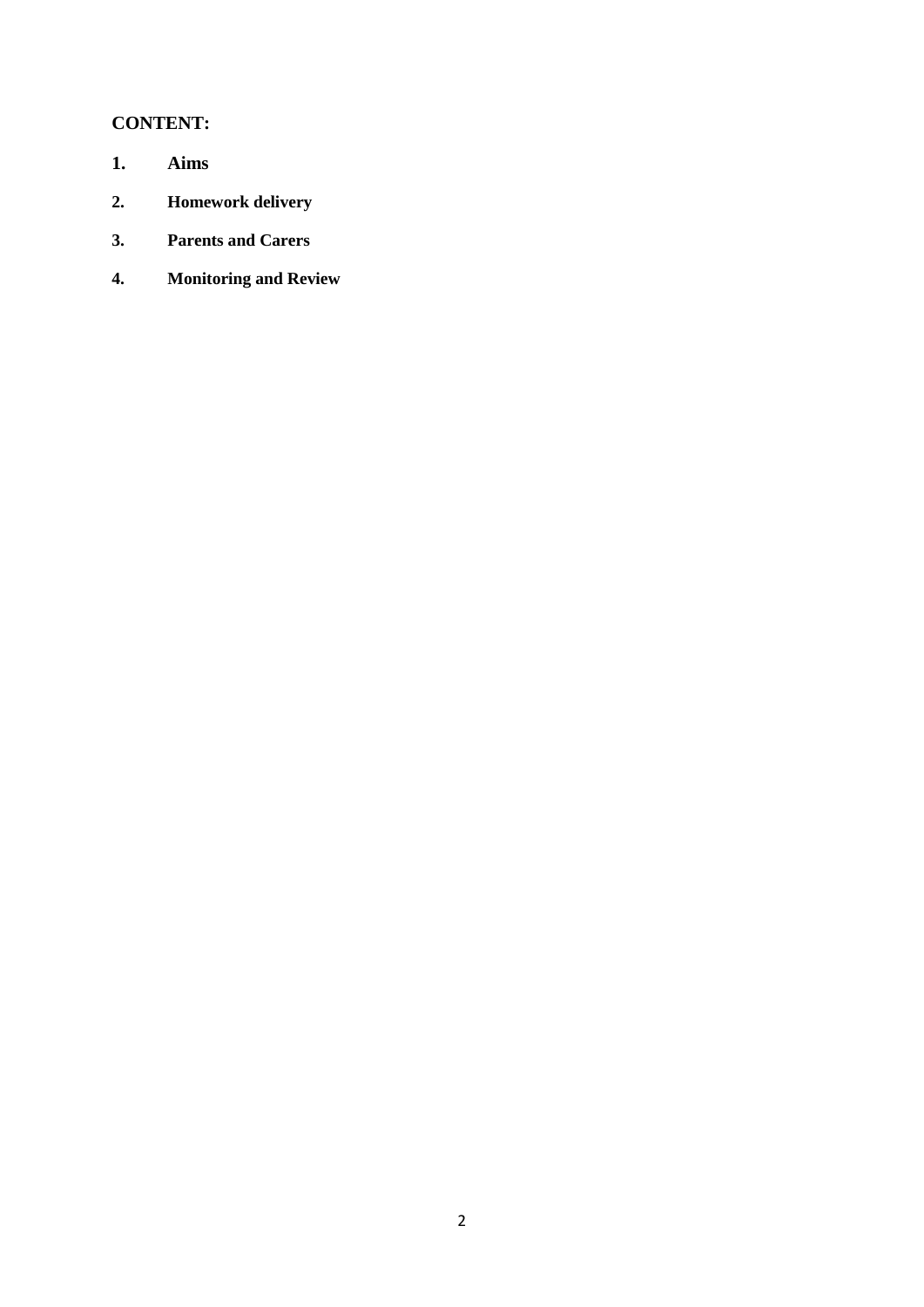**CONTENT:**

1. **Aims**
2. **Homework delivery**
3. **Parents and Carers**
4. **Monitoring and Review**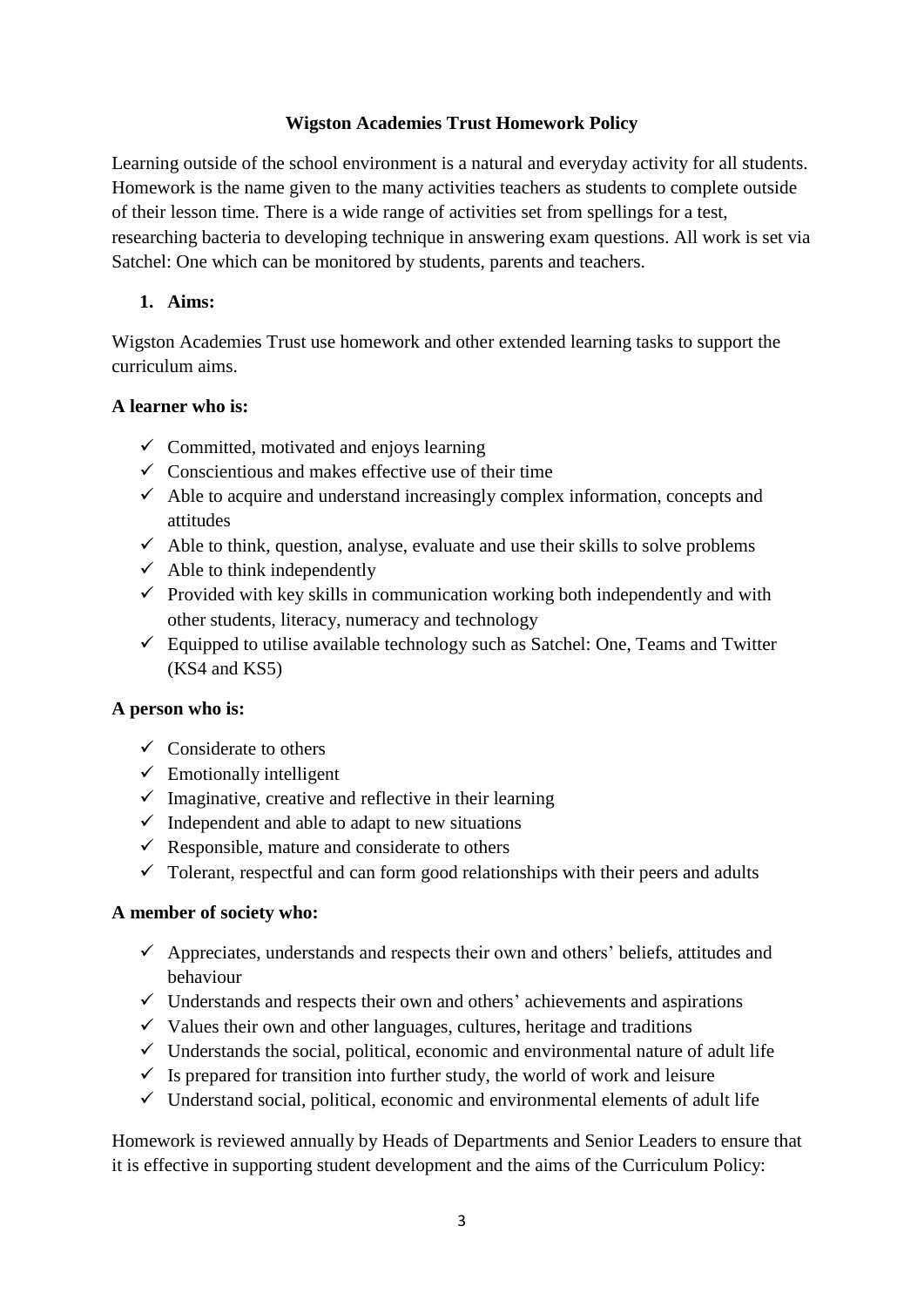**Wigston Academies Trust Homework Policy**

Learning outside of the school environment is a natural and everyday activity for all students. Homework is the name given to the many activities teachers as students to complete outside of their lesson time. There is a wide range of activities set from spellings for a test, researching bacteria to developing technique in answering exam questions. All work is set via Satchel: One which can be monitored by students, parents and teachers.

1. **Aims:**

Wigston Academies Trust use homework and other extended learning tasks to support the curriculum aims.

**A learner who is:**

- ✓ Committed, motivated and enjoys learning
- ✓ Conscientious and makes effective use of their time
- ✓ Able to acquire and understand increasingly complex information, concepts and attitudes
- ✓ Able to think, question, analyse, evaluate and use their skills to solve problems
- ✓ Able to think independently
- ✓ Provided with key skills in communication working both independently and with other students, literacy, numeracy and technology
- ✓ Equipped to utilise available technology such as Satchel: One, Teams and Twitter (KS4 and KS5)

**A person who is:**

- ✓ Considerate to others
- ✓ Emotionally intelligent
- ✓ Imaginative, creative and reflective in their learning
- ✓ Independent and able to adapt to new situations
- ✓ Responsible, mature and considerate to others
- ✓ Tolerant, respectful and can form good relationships with their peers and adults

**A member of society who:**

- ✓ Appreciates, understands and respects their own and others' beliefs, attitudes and behaviour
- ✓ Understands and respects their own and others' achievements and aspirations
- ✓ Values their own and other languages, cultures, heritage and traditions
- ✓ Understands the social, political, economic and environmental nature of adult life
- ✓ Is prepared for transition into further study, the world of work and leisure
- ✓ Understand social, political, economic and environmental elements of adult life

Homework is reviewed annually by Heads of Departments and Senior Leaders to ensure that it is effective in supporting student development and the aims of the Curriculum Policy: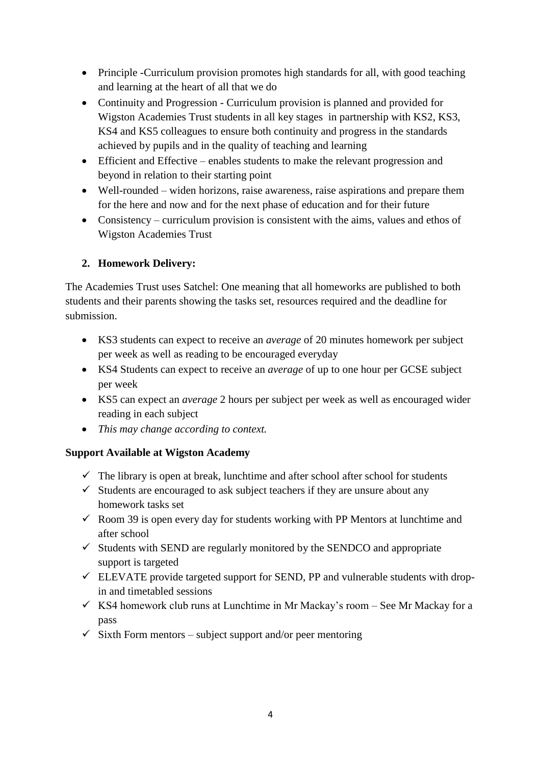- Principle -Curriculum provision promotes high standards for all, with good teaching and learning at the heart of all that we do
- Continuity and Progression - Curriculum provision is planned and provided for Wigston Academies Trust students in all key stages in partnership with KS2, KS3, KS4 and KS5 colleagues to ensure both continuity and progress in the standards achieved by pupils and in the quality of teaching and learning
- Efficient and Effective – enables students to make the relevant progression and beyond in relation to their starting point
- Well-rounded – widen horizons, raise awareness, raise aspirations and prepare them for the here and now and for the next phase of education and for their future
- Consistency – curriculum provision is consistent with the aims, values and ethos of Wigston Academies Trust

## 2. Homework Delivery:

The Academies Trust uses Satchel: One meaning that all homeworks are published to both students and their parents showing the tasks set, resources required and the deadline for submission.

- KS3 students can expect to receive an *average* of 20 minutes homework per subject per week as well as reading to be encouraged everyday
- KS4 Students can expect to receive an *average* of up to one hour per GCSE subject per week
- KS5 can expect an *average* 2 hours per subject per week as well as encouraged wider reading in each subject
- *This may change according to context.*

**Support Available at Wigston Academy**

- ✓ The library is open at break, lunchtime and after school after school for students
- ✓ Students are encouraged to ask subject teachers if they are unsure about any homework tasks set
- ✓ Room 39 is open every day for students working with PP Mentors at lunchtime and after school
- ✓ Students with SEND are regularly monitored by the SENDCO and appropriate support is targeted
- ✓ ELEVATE provide targeted support for SEND, PP and vulnerable students with drop-in and timetabled sessions
- ✓ KS4 homework club runs at Lunchtime in Mr Mackay's room – See Mr Mackay for a pass
- ✓ Sixth Form mentors – subject support and/or peer mentoring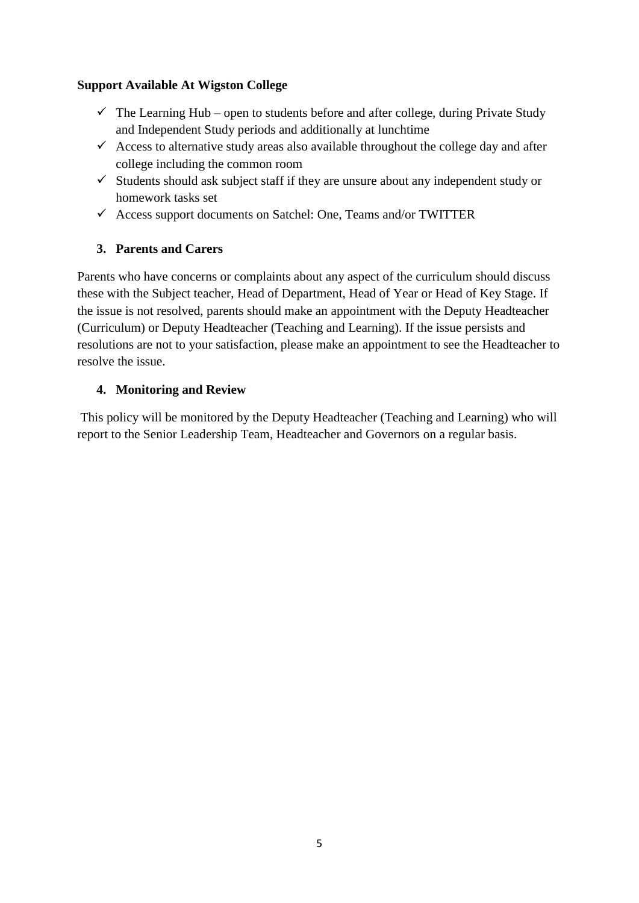**Support Available At Wigston College**

- ✓ The Learning Hub – open to students before and after college, during Private Study and Independent Study periods and additionally at lunchtime
- ✓ Access to alternative study areas also available throughout the college day and after college including the common room
- ✓ Students should ask subject staff if they are unsure about any independent study or homework tasks set
- ✓ Access support documents on Satchel: One, Teams and/or TWITTER

**3. Parents and Carers**

Parents who have concerns or complaints about any aspect of the curriculum should discuss these with the Subject teacher, Head of Department, Head of Year or Head of Key Stage. If the issue is not resolved, parents should make an appointment with the Deputy Headteacher (Curriculum) or Deputy Headteacher (Teaching and Learning). If the issue persists and resolutions are not to your satisfaction, please make an appointment to see the Headteacher to resolve the issue.

**4. Monitoring and Review**

This policy will be monitored by the Deputy Headteacher (Teaching and Learning) who will report to the Senior Leadership Team, Headteacher and Governors on a regular basis.